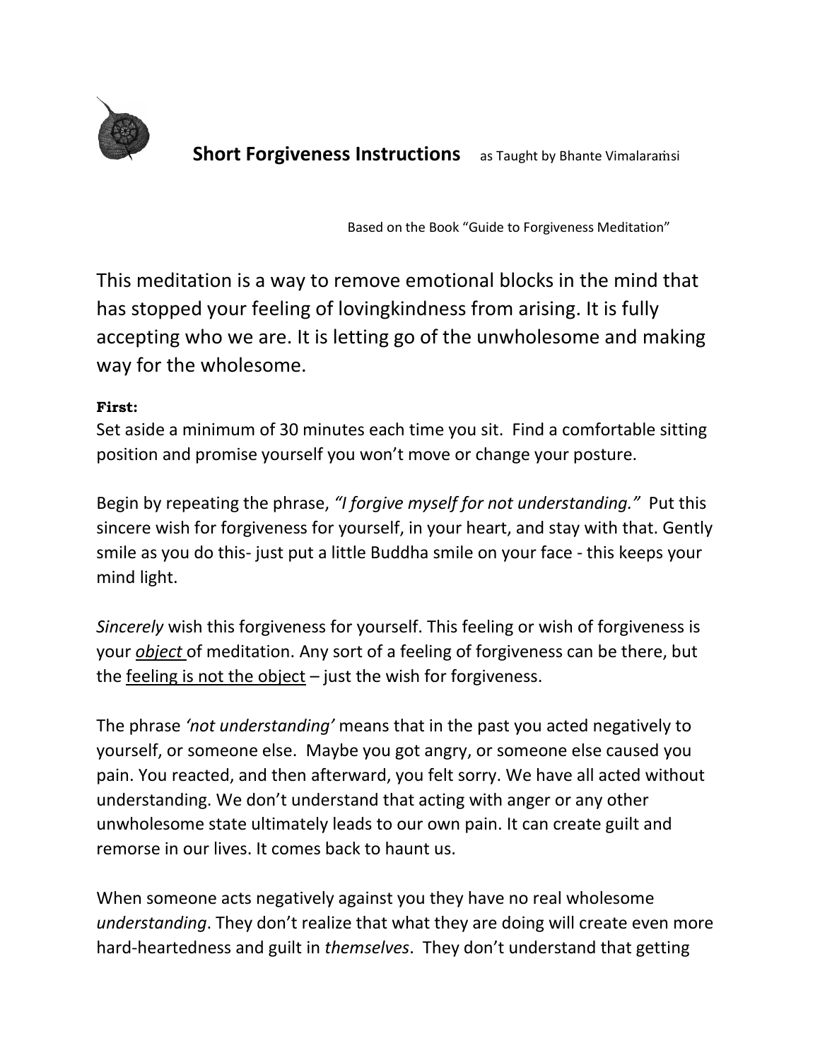# **Short Forgiveness Instructions** as Taught by Bhante Vimalaraṁsi

Based on the Book "Guide to Forgiveness Meditation"

This meditation is a way to remove emotional blocks in the mind that has stopped your feeling of lovingkindness from arising. It is fully accepting who we are. It is letting go of the unwholesome and making way for the wholesome.

**First:**

Set aside a minimum of 30 minutes each time you sit. Find a comfortable sitting position and promise yourself you won't move or change your posture.

Begin by repeating the phrase, *"I forgive myself for not understanding."* Put this sincere wish for forgiveness for yourself, in your heart, and stay with that. Gently smile as you do this- just put a little Buddha smile on your face - this keeps your mind light.

*Sincerely* wish this forgiveness for yourself. This feeling or wish of forgiveness is your <u>*object*</u> of meditation. Any sort of a feeling of forgiveness can be there, but the <u>feeling is not the object</u> – just the wish for forgiveness.

The phrase *'not understanding'* means that in the past you acted negatively to yourself, or someone else. Maybe you got angry, or someone else caused you pain. You reacted, and then afterward, you felt sorry. We have all acted without understanding. We don't understand that acting with anger or any other unwholesome state ultimately leads to our own pain. It can create guilt and remorse in our lives. It comes back to haunt us.

When someone acts negatively against you they have no real wholesome *understanding*. They don't realize that what they are doing will create even more hard-heartedness and guilt in *themselves*. They don't understand that getting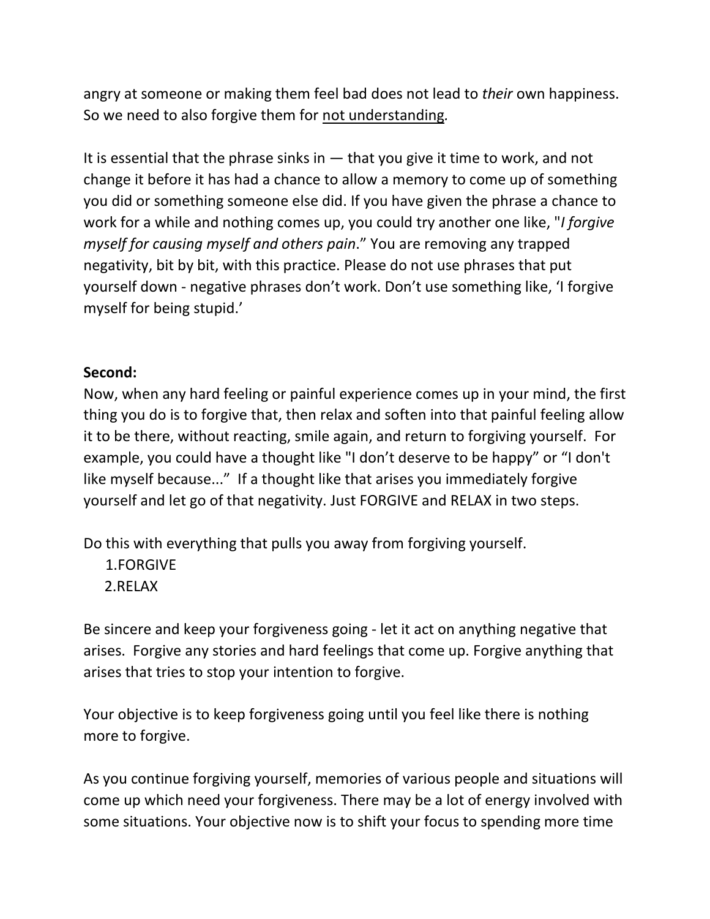angry at someone or making them feel bad does not lead to *their* own happiness. So we need to also forgive them for <u>not understanding</u>.

It is essential that the phrase sinks in — that you give it time to work, and not change it before it has had a chance to allow a memory to come up of something you did or something someone else did. If you have given the phrase a chance to work for a while and nothing comes up, you could try another one like, "*I forgive myself for causing myself and others pain*." You are removing any trapped negativity, bit by bit, with this practice. Please do not use phrases that put yourself down - negative phrases don't work. Don't use something like, 'I forgive myself for being stupid.'

**Second:**

Now, when any hard feeling or painful experience comes up in your mind, the first thing you do is to forgive that, then relax and soften into that painful feeling allow it to be there, without reacting, smile again, and return to forgiving yourself. For example, you could have a thought like "I don't deserve to be happy" or "I don't like myself because..." If a thought like that arises you immediately forgive yourself and let go of that negativity. Just FORGIVE and RELAX in two steps.

Do this with everything that pulls you away from forgiving yourself.

1. FORGIVE
2. RELAX

Be sincere and keep your forgiveness going - let it act on anything negative that arises. Forgive any stories and hard feelings that come up. Forgive anything that arises that tries to stop your intention to forgive.

Your objective is to keep forgiveness going until you feel like there is nothing more to forgive.

As you continue forgiving yourself, memories of various people and situations will come up which need your forgiveness. There may be a lot of energy involved with some situations. Your objective now is to shift your focus to spending more time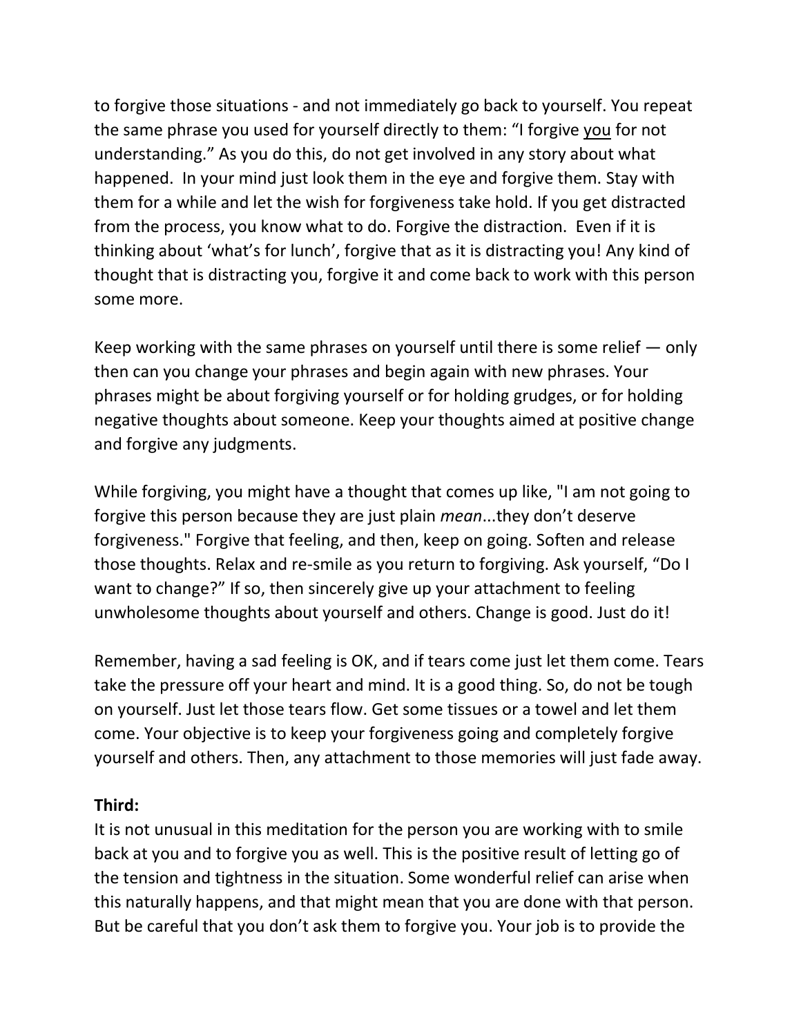to forgive those situations - and not immediately go back to yourself. You repeat the same phrase you used for yourself directly to them: “I forgive <u>you</u> for not understanding.” As you do this, do not get involved in any story about what happened. In your mind just look them in the eye and forgive them. Stay with them for a while and let the wish for forgiveness take hold. If you get distracted from the process, you know what to do. Forgive the distraction. Even if it is thinking about ‘what’s for lunch’, forgive that as it is distracting you! Any kind of thought that is distracting you, forgive it and come back to work with this person some more.

Keep working with the same phrases on yourself until there is some relief — only then can you change your phrases and begin again with new phrases. Your phrases might be about forgiving yourself or for holding grudges, or for holding negative thoughts about someone. Keep your thoughts aimed at positive change and forgive any judgments.

While forgiving, you might have a thought that comes up like, "I am not going to forgive this person because they are just plain *mean*...they don’t deserve forgiveness." Forgive that feeling, and then, keep on going. Soften and release those thoughts. Relax and re-smile as you return to forgiving. Ask yourself, “Do I want to change?” If so, then sincerely give up your attachment to feeling unwholesome thoughts about yourself and others. Change is good. Just do it!

Remember, having a sad feeling is OK, and if tears come just let them come. Tears take the pressure off your heart and mind. It is a good thing. So, do not be tough on yourself. Just let those tears flow. Get some tissues or a towel and let them come. Your objective is to keep your forgiveness going and completely forgive yourself and others. Then, any attachment to those memories will just fade away.

**Third:**
It is not unusual in this meditation for the person you are working with to smile back at you and to forgive you as well. This is the positive result of letting go of the tension and tightness in the situation. Some wonderful relief can arise when this naturally happens, and that might mean that you are done with that person. But be careful that you don’t ask them to forgive you. Your job is to provide the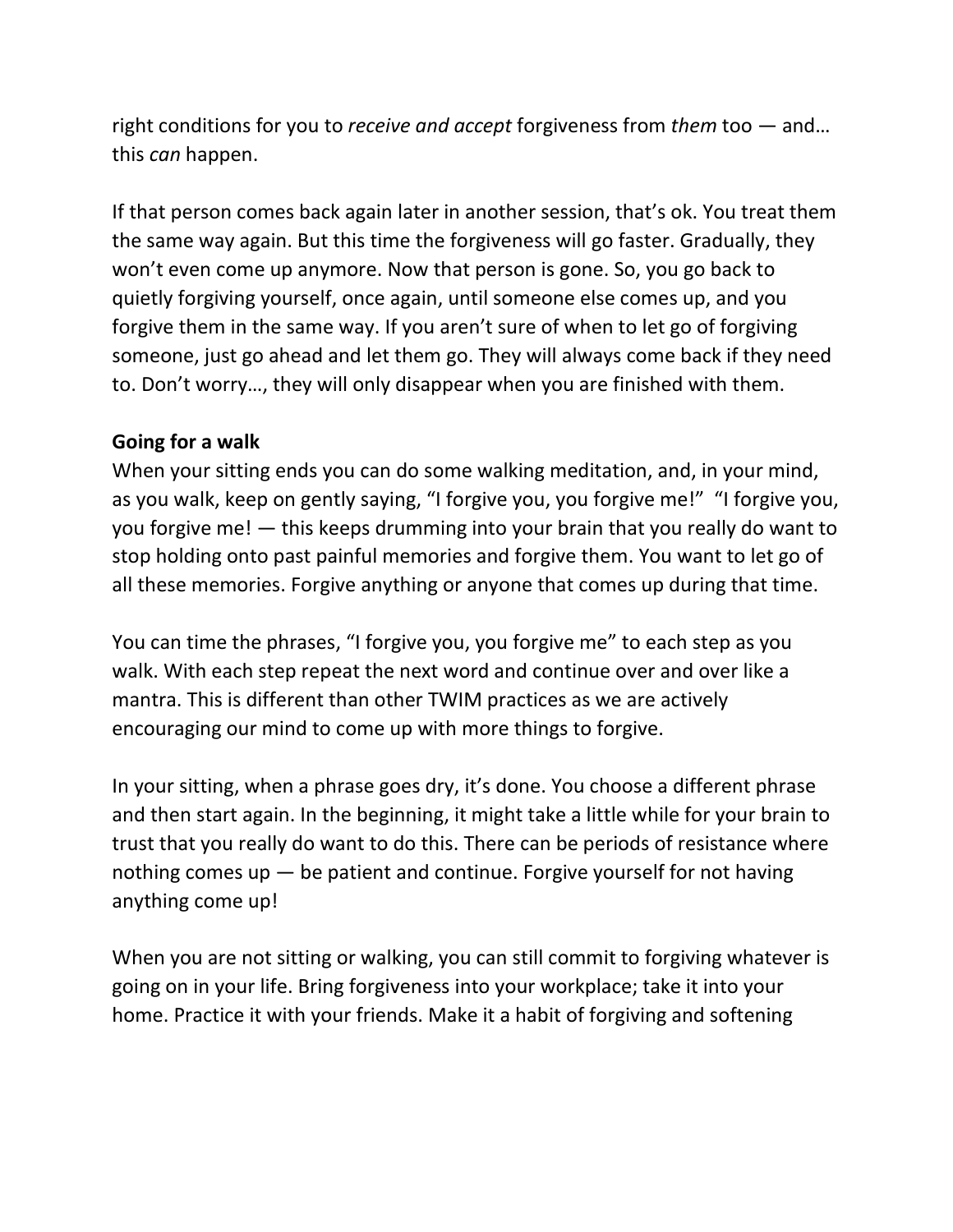right conditions for you to *receive and accept* forgiveness from *them* too — and… this *can* happen.

If that person comes back again later in another session, that's ok. You treat them the same way again. But this time the forgiveness will go faster. Gradually, they won't even come up anymore. Now that person is gone. So, you go back to quietly forgiving yourself, once again, until someone else comes up, and you forgive them in the same way. If you aren't sure of when to let go of forgiving someone, just go ahead and let them go. They will always come back if they need to. Don't worry…, they will only disappear when you are finished with them.

**Going for a walk**

When your sitting ends you can do some walking meditation, and, in your mind, as you walk, keep on gently saying, "I forgive you, you forgive me!" "I forgive you, you forgive me! — this keeps drumming into your brain that you really do want to stop holding onto past painful memories and forgive them. You want to let go of all these memories. Forgive anything or anyone that comes up during that time.

You can time the phrases, "I forgive you, you forgive me" to each step as you walk. With each step repeat the next word and continue over and over like a mantra. This is different than other TWIM practices as we are actively encouraging our mind to come up with more things to forgive.

In your sitting, when a phrase goes dry, it's done. You choose a different phrase and then start again. In the beginning, it might take a little while for your brain to trust that you really do want to do this. There can be periods of resistance where nothing comes up — be patient and continue. Forgive yourself for not having anything come up!

When you are not sitting or walking, you can still commit to forgiving whatever is going on in your life. Bring forgiveness into your workplace; take it into your home. Practice it with your friends. Make it a habit of forgiving and softening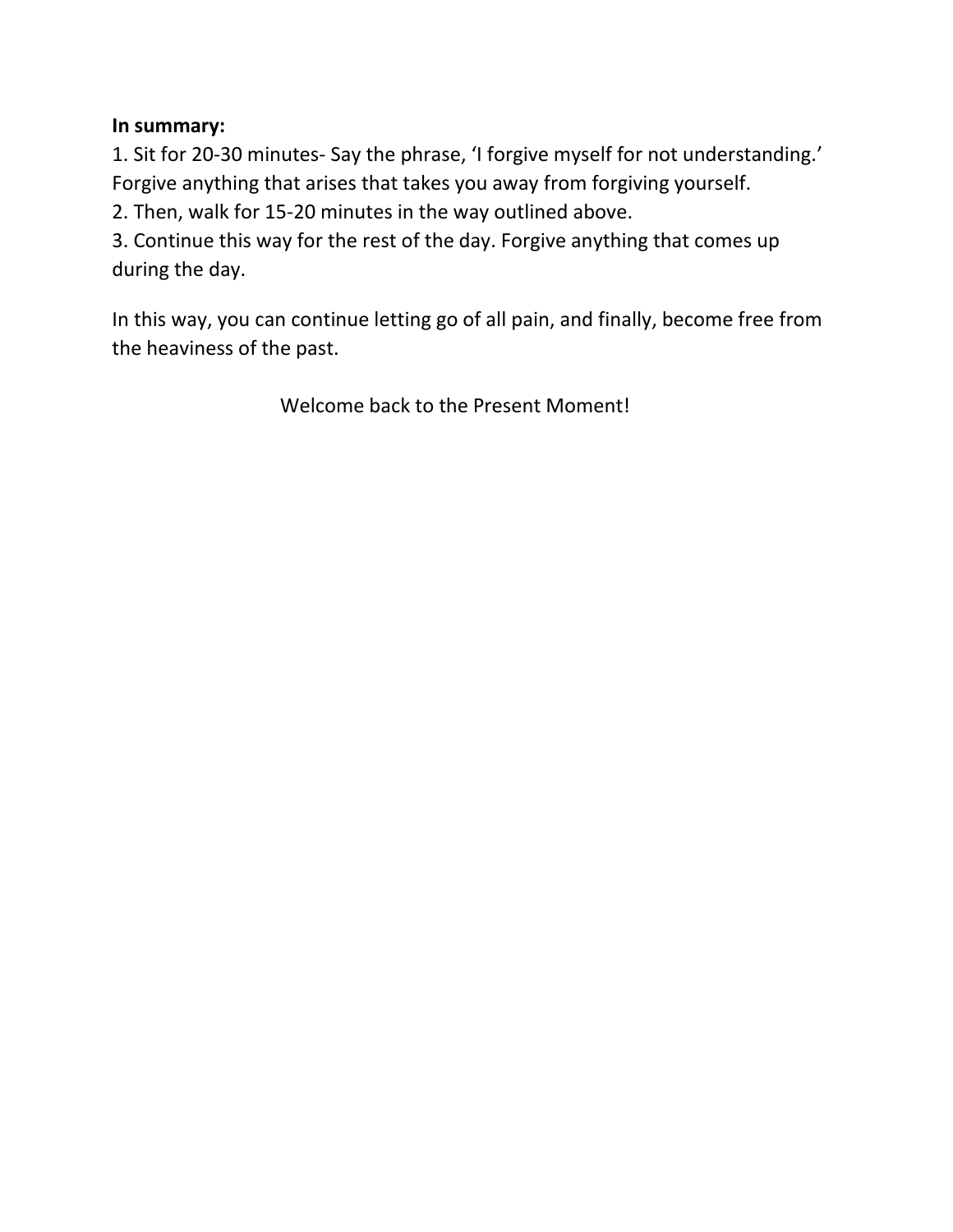**In summary:**

1. Sit for 20-30 minutes- Say the phrase, 'I forgive myself for not understanding.' Forgive anything that arises that takes you away from forgiving yourself.
2. Then, walk for 15-20 minutes in the way outlined above.
3. Continue this way for the rest of the day. Forgive anything that comes up during the day.

In this way, you can continue letting go of all pain, and finally, become free from the heaviness of the past.

Welcome back to the Present Moment!